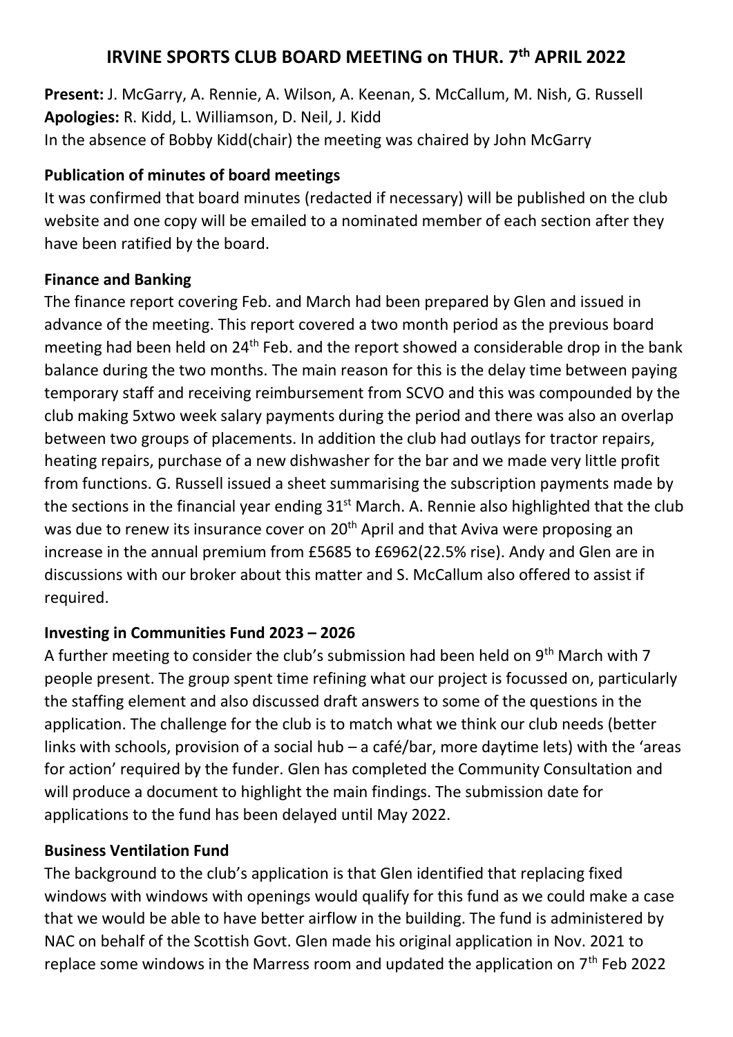# IRVINE SPORTS CLUB BOARD MEETING on THUR. 7th APRIL 2022

**Present:** J. McGarry, A. Rennie, A. Wilson, A. Keenan, S. McCallum, M. Nish, G. Russell
**Apologies:** R. Kidd, L. Williamson, D. Neil, J. Kidd
In the absence of Bobby Kidd(chair) the meeting was chaired by John McGarry

## Publication of minutes of board meetings

It was confirmed that board minutes (redacted if necessary) will be published on the club website and one copy will be emailed to a nominated member of each section after they have been ratified by the board.

## Finance and Banking

The finance report covering Feb. and March had been prepared by Glen and issued in advance of the meeting. This report covered a two month period as the previous board meeting had been held on 24th Feb. and the report showed a considerable drop in the bank balance during the two months. The main reason for this is the delay time between paying temporary staff and receiving reimbursement from SCVO and this was compounded by the club making 5xtwo week salary payments during the period and there was also an overlap between two groups of placements. In addition the club had outlays for tractor repairs, heating repairs, purchase of a new dishwasher for the bar and we made very little profit from functions. G. Russell issued a sheet summarising the subscription payments made by the sections in the financial year ending 31st March. A. Rennie also highlighted that the club was due to renew its insurance cover on 20th April and that Aviva were proposing an increase in the annual premium from £5685 to £6962(22.5% rise). Andy and Glen are in discussions with our broker about this matter and S. McCallum also offered to assist if required.

## Investing in Communities Fund 2023 – 2026

A further meeting to consider the club's submission had been held on 9th March with 7 people present. The group spent time refining what our project is focussed on, particularly the staffing element and also discussed draft answers to some of the questions in the application. The challenge for the club is to match what we think our club needs (better links with schools, provision of a social hub – a café/bar, more daytime lets) with the 'areas for action' required by the funder. Glen has completed the Community Consultation and will produce a document to highlight the main findings. The submission date for applications to the fund has been delayed until May 2022.

## Business Ventilation Fund

The background to the club's application is that Glen identified that replacing fixed windows with windows with openings would qualify for this fund as we could make a case that we would be able to have better airflow in the building. The fund is administered by NAC on behalf of the Scottish Govt. Glen made his original application in Nov. 2021 to replace some windows in the Marress room and updated the application on 7th Feb 2022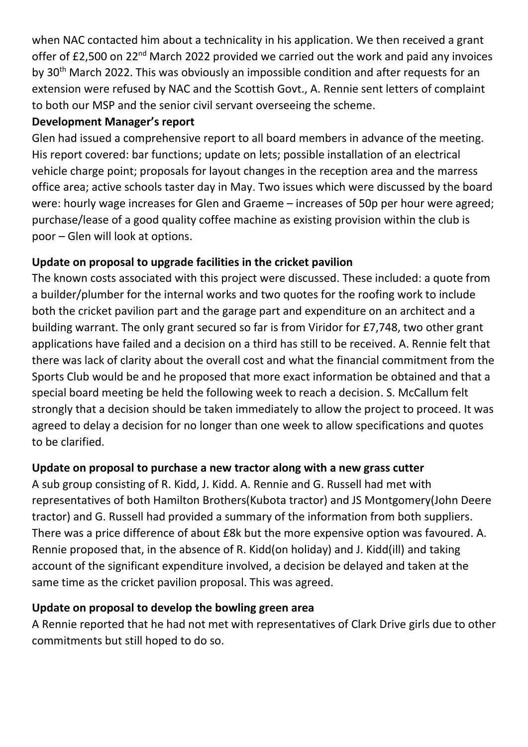when NAC contacted him about a technicality in his application. We then received a grant offer of £2,500 on 22nd March 2022 provided we carried out the work and paid any invoices by 30th March 2022. This was obviously an impossible condition and after requests for an extension were refused by NAC and the Scottish Govt., A. Rennie sent letters of complaint to both our MSP and the senior civil servant overseeing the scheme.

**Development Manager's report**

Glen had issued a comprehensive report to all board members in advance of the meeting. His report covered: bar functions; update on lets; possible installation of an electrical vehicle charge point; proposals for layout changes in the reception area and the marress office area; active schools taster day in May. Two issues which were discussed by the board were: hourly wage increases for Glen and Graeme – increases of 50p per hour were agreed; purchase/lease of a good quality coffee machine as existing provision within the club is poor – Glen will look at options.

**Update on proposal to upgrade facilities in the cricket pavilion**

The known costs associated with this project were discussed. These included: a quote from a builder/plumber for the internal works and two quotes for the roofing work to include both the cricket pavilion part and the garage part and expenditure on an architect and a building warrant. The only grant secured so far is from Viridor for £7,748, two other grant applications have failed and a decision on a third has still to be received. A. Rennie felt that there was lack of clarity about the overall cost and what the financial commitment from the Sports Club would be and he proposed that more exact information be obtained and that a special board meeting be held the following week to reach a decision. S. McCallum felt strongly that a decision should be taken immediately to allow the project to proceed. It was agreed to delay a decision for no longer than one week to allow specifications and quotes to be clarified.

**Update on proposal to purchase a new tractor along with a new grass cutter**

A sub group consisting of R. Kidd, J. Kidd. A. Rennie and G. Russell had met with representatives of both Hamilton Brothers(Kubota tractor) and JS Montgomery(John Deere tractor) and G. Russell had provided a summary of the information from both suppliers. There was a price difference of about £8k but the more expensive option was favoured. A. Rennie proposed that, in the absence of R. Kidd(on holiday) and J. Kidd(ill) and taking account of the significant expenditure involved, a decision be delayed and taken at the same time as the cricket pavilion proposal. This was agreed.

**Update on proposal to develop the bowling green area**

A Rennie reported that he had not met with representatives of Clark Drive girls due to other commitments but still hoped to do so.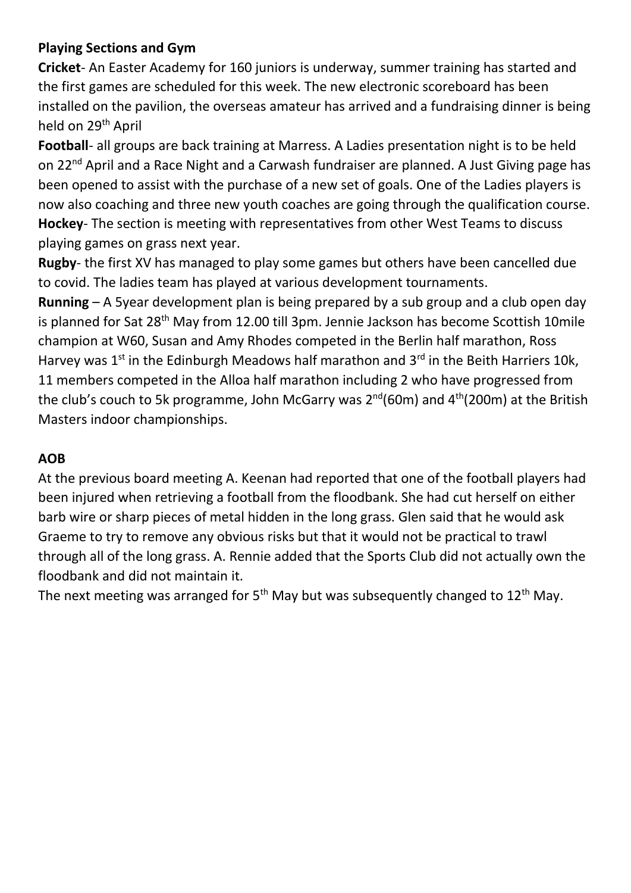## Playing Sections and Gym

**Cricket**- An Easter Academy for 160 juniors is underway, summer training has started and the first games are scheduled for this week. The new electronic scoreboard has been installed on the pavilion, the overseas amateur has arrived and a fundraising dinner is being held on 29th April

**Football**- all groups are back training at Marress. A Ladies presentation night is to be held on 22nd April and a Race Night and a Carwash fundraiser are planned. A Just Giving page has been opened to assist with the purchase of a new set of goals. One of the Ladies players is now also coaching and three new youth coaches are going through the qualification course.

**Hockey**- The section is meeting with representatives from other West Teams to discuss playing games on grass next year.

**Rugby**- the first XV has managed to play some games but others have been cancelled due to covid. The ladies team has played at various development tournaments.

**Running** – A 5year development plan is being prepared by a sub group and a club open day is planned for Sat 28th May from 12.00 till 3pm. Jennie Jackson has become Scottish 10mile champion at W60, Susan and Amy Rhodes competed in the Berlin half marathon, Ross Harvey was 1st in the Edinburgh Meadows half marathon and 3rd in the Beith Harriers 10k, 11 members competed in the Alloa half marathon including 2 who have progressed from the club's couch to 5k programme, John McGarry was 2nd(60m) and 4th(200m) at the British Masters indoor championships.

## AOB

At the previous board meeting A. Keenan had reported that one of the football players had been injured when retrieving a football from the floodbank. She had cut herself on either barb wire or sharp pieces of metal hidden in the long grass. Glen said that he would ask Graeme to try to remove any obvious risks but that it would not be practical to trawl through all of the long grass. A. Rennie added that the Sports Club did not actually own the floodbank and did not maintain it.

The next meeting was arranged for 5th May but was subsequently changed to 12th May.